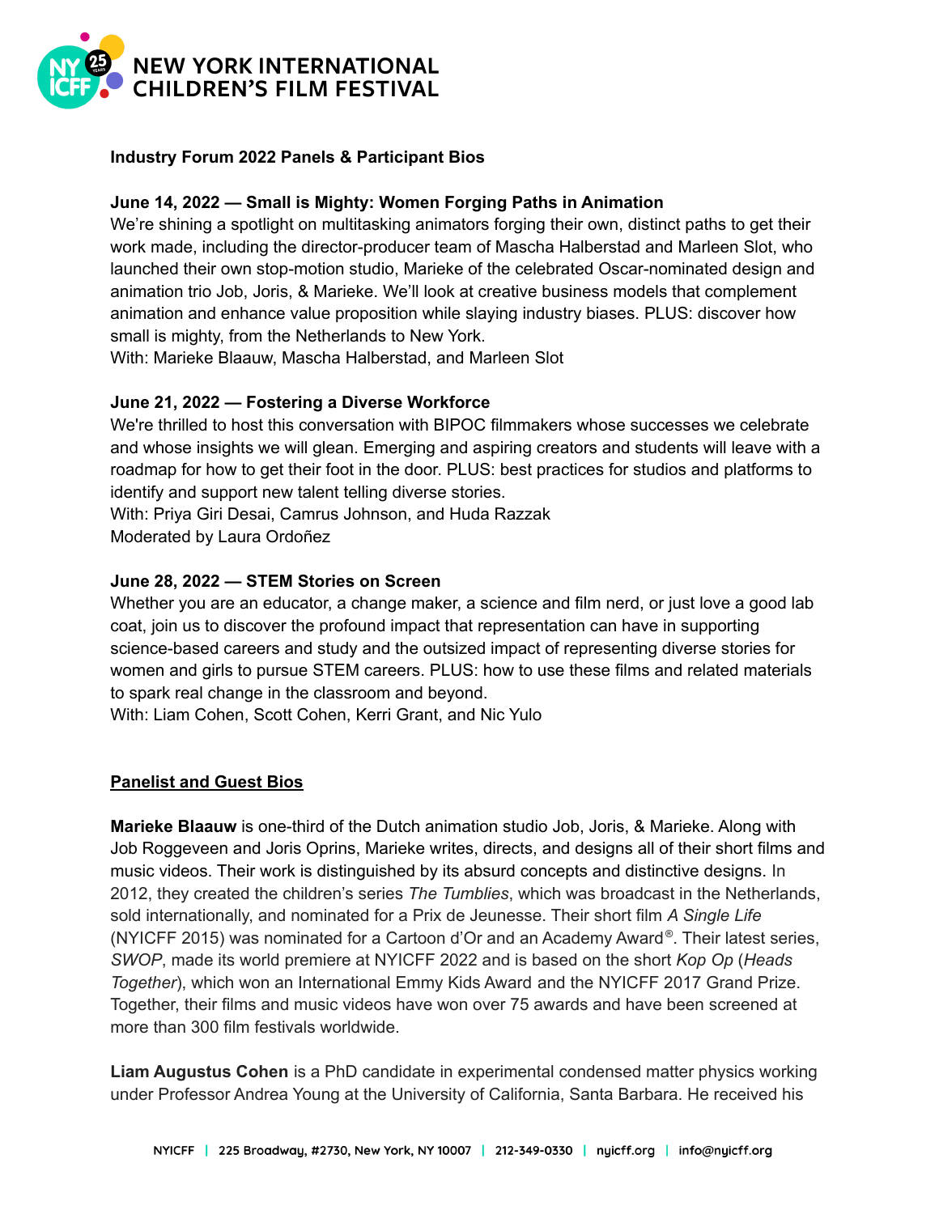# NEW YORK INTERNATIONAL CHILDREN'S FILM FESTIVAL

**Industry Forum 2022 Panels & Participant Bios**

**June 14, 2022 — Small is Mighty: Women Forging Paths in Animation**
We're shining a spotlight on multitasking animators forging their own, distinct paths to get their work made, including the director-producer team of Mascha Halberstad and Marleen Slot, who launched their own stop-motion studio, Marieke of the celebrated Oscar-nominated design and animation trio Job, Joris, & Marieke. We'll look at creative business models that complement animation and enhance value proposition while slaying industry biases. PLUS: discover how small is mighty, from the Netherlands to New York.
With: Marieke Blaauw, Mascha Halberstad, and Marleen Slot

**June 21, 2022 — Fostering a Diverse Workforce**
We're thrilled to host this conversation with BIPOC filmmakers whose successes we celebrate and whose insights we will glean. Emerging and aspiring creators and students will leave with a roadmap for how to get their foot in the door. PLUS: best practices for studios and platforms to identify and support new talent telling diverse stories.
With: Priya Giri Desai, Camrus Johnson, and Huda Razzak
Moderated by Laura Ordoñez

**June 28, 2022 — STEM Stories on Screen**
Whether you are an educator, a change maker, a science and film nerd, or just love a good lab coat, join us to discover the profound impact that representation can have in supporting science-based careers and study and the outsized impact of representing diverse stories for women and girls to pursue STEM careers. PLUS: how to use these films and related materials to spark real change in the classroom and beyond.
With: Liam Cohen, Scott Cohen, Kerri Grant, and Nic Yulo

## Panelist and Guest Bios

**Marieke Blaauw** is one-third of the Dutch animation studio Job, Joris, & Marieke. Along with Job Roggeveen and Joris Oprins, Marieke writes, directs, and designs all of their short films and music videos. Their work is distinguished by its absurd concepts and distinctive designs. In 2012, they created the children's series *The Tumblies*, which was broadcast in the Netherlands, sold internationally, and nominated for a Prix de Jeunesse. Their short film *A Single Life* (NYICFF 2015) was nominated for a Cartoon d'Or and an Academy Award®. Their latest series, *SWOP*, made its world premiere at NYICFF 2022 and is based on the short *Kop Op* (*Heads Together*), which won an International Emmy Kids Award and the NYICFF 2017 Grand Prize. Together, their films and music videos have won over 75 awards and have been screened at more than 300 film festivals worldwide.

**Liam Augustus Cohen** is a PhD candidate in experimental condensed matter physics working under Professor Andrea Young at the University of California, Santa Barbara. He received his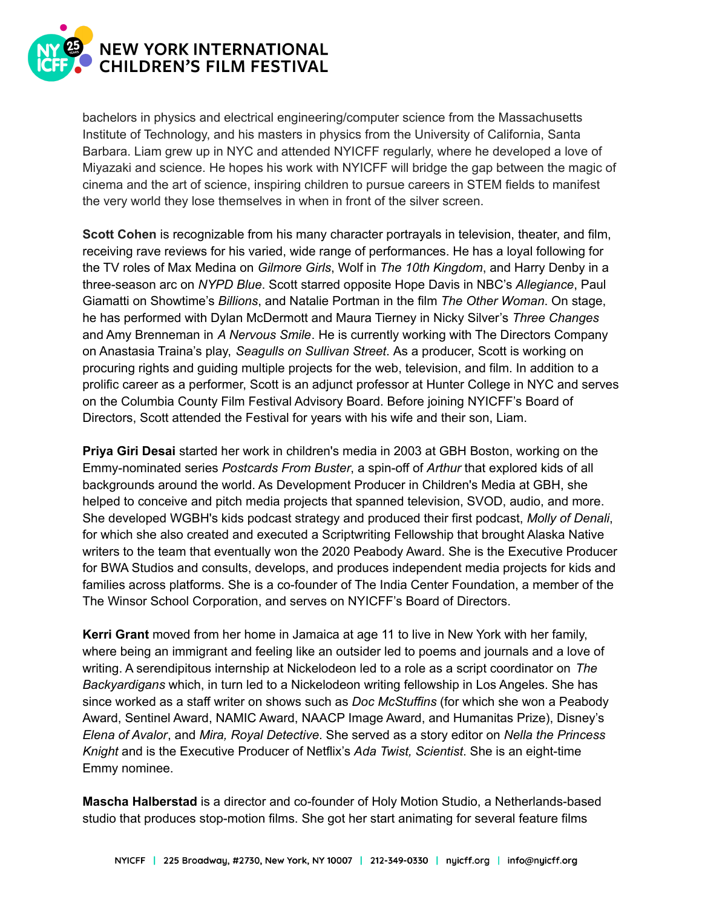bachelors in physics and electrical engineering/computer science from the Massachusetts Institute of Technology, and his masters in physics from the University of California, Santa Barbara. Liam grew up in NYC and attended NYICFF regularly, where he developed a love of Miyazaki and science. He hopes his work with NYICFF will bridge the gap between the magic of cinema and the art of science, inspiring children to pursue careers in STEM fields to manifest the very world they lose themselves in when in front of the silver screen.

**Scott Cohen** is recognizable from his many character portrayals in television, theater, and film, receiving rave reviews for his varied, wide range of performances. He has a loyal following for the TV roles of Max Medina on *Gilmore Girls*, Wolf in *The 10th Kingdom*, and Harry Denby in a three-season arc on *NYPD Blue*. Scott starred opposite Hope Davis in NBC's *Allegiance*, Paul Giamatti on Showtime's *Billions*, and Natalie Portman in the film *The Other Woman*. On stage, he has performed with Dylan McDermott and Maura Tierney in Nicky Silver's *Three Changes* and Amy Brenneman in *A Nervous Smile*. He is currently working with The Directors Company on Anastasia Traina's play, *Seagulls on Sullivan Street*. As a producer, Scott is working on procuring rights and guiding multiple projects for the web, television, and film. In addition to a prolific career as a performer, Scott is an adjunct professor at Hunter College in NYC and serves on the Columbia County Film Festival Advisory Board. Before joining NYICFF's Board of Directors, Scott attended the Festival for years with his wife and their son, Liam.

**Priya Giri Desai** started her work in children's media in 2003 at GBH Boston, working on the Emmy-nominated series *Postcards From Buster*, a spin-off of *Arthur* that explored kids of all backgrounds around the world. As Development Producer in Children's Media at GBH, she helped to conceive and pitch media projects that spanned television, SVOD, audio, and more. She developed WGBH's kids podcast strategy and produced their first podcast, *Molly of Denali*, for which she also created and executed a Scriptwriting Fellowship that brought Alaska Native writers to the team that eventually won the 2020 Peabody Award. She is the Executive Producer for BWA Studios and consults, develops, and produces independent media projects for kids and families across platforms. She is a co-founder of The India Center Foundation, a member of the The Winsor School Corporation, and serves on NYICFF's Board of Directors.

**Kerri Grant** moved from her home in Jamaica at age 11 to live in New York with her family, where being an immigrant and feeling like an outsider led to poems and journals and a love of writing. A serendipitous internship at Nickelodeon led to a role as a script coordinator on *The Backyardigans* which, in turn led to a Nickelodeon writing fellowship in Los Angeles. She has since worked as a staff writer on shows such as *Doc McStuffins* (for which she won a Peabody Award, Sentinel Award, NAMIC Award, NAACP Image Award, and Humanitas Prize), Disney's *Elena of Avalor*, and *Mira, Royal Detective*. She served as a story editor on *Nella the Princess Knight* and is the Executive Producer of Netflix's *Ada Twist, Scientist*. She is an eight-time Emmy nominee.

**Mascha Halberstad** is a director and co-founder of Holy Motion Studio, a Netherlands-based studio that produces stop-motion films. She got her start animating for several feature films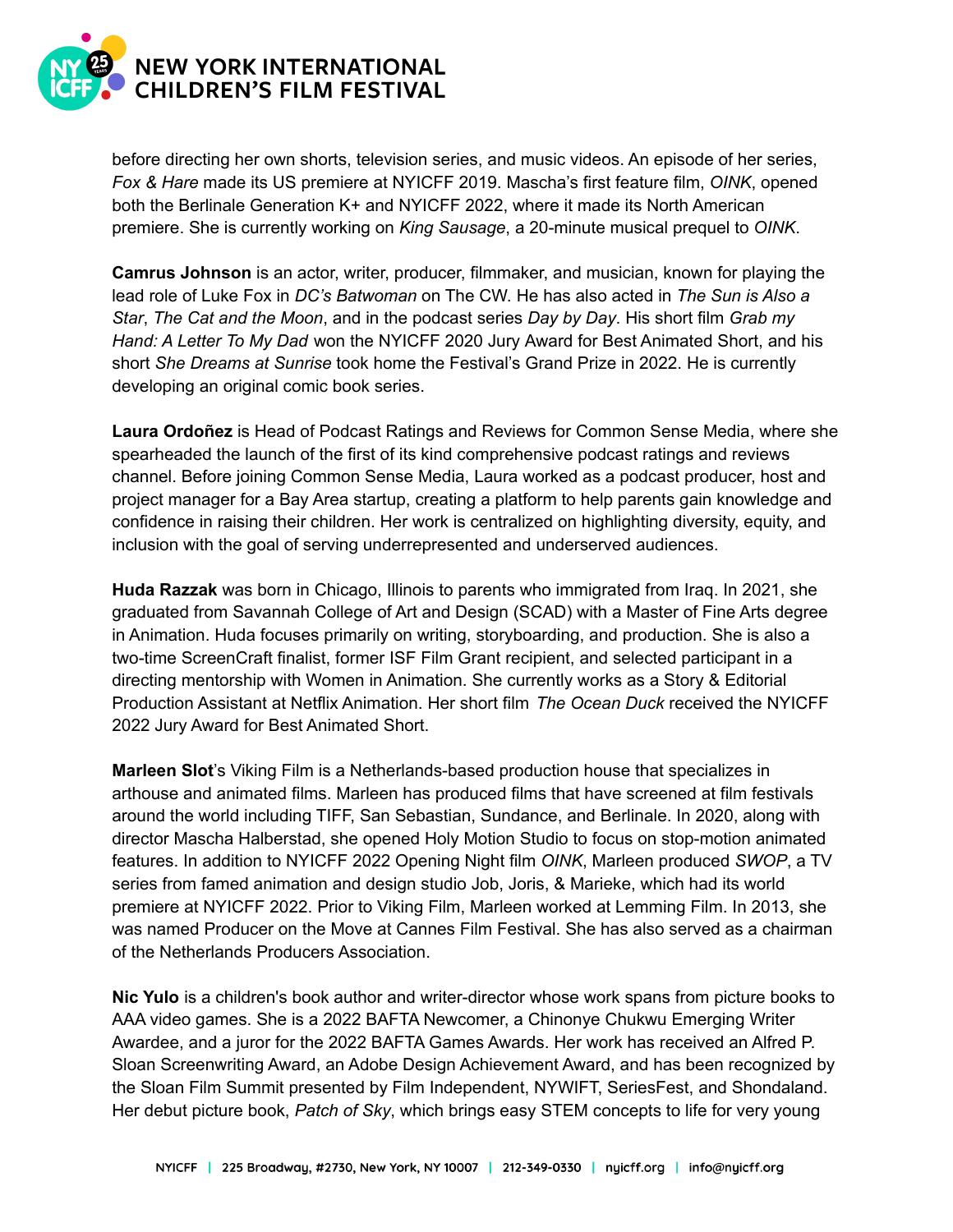before directing her own shorts, television series, and music videos. An episode of her series, *Fox & Hare* made its US premiere at NYICFF 2019. Mascha's first feature film, *OINK*, opened both the Berlinale Generation K+ and NYICFF 2022, where it made its North American premiere. She is currently working on *King Sausage*, a 20-minute musical prequel to *OINK*.

**Camrus Johnson** is an actor, writer, producer, filmmaker, and musician, known for playing the lead role of Luke Fox in *DC's Batwoman* on The CW. He has also acted in *The Sun is Also a Star*, *The Cat and the Moon*, and in the podcast series *Day by Day*. His short film *Grab my Hand: A Letter To My Dad* won the NYICFF 2020 Jury Award for Best Animated Short, and his short *She Dreams at Sunrise* took home the Festival's Grand Prize in 2022. He is currently developing an original comic book series.

**Laura Ordoñez** is Head of Podcast Ratings and Reviews for Common Sense Media, where she spearheaded the launch of the first of its kind comprehensive podcast ratings and reviews channel. Before joining Common Sense Media, Laura worked as a podcast producer, host and project manager for a Bay Area startup, creating a platform to help parents gain knowledge and confidence in raising their children. Her work is centralized on highlighting diversity, equity, and inclusion with the goal of serving underrepresented and underserved audiences.

**Huda Razzak** was born in Chicago, Illinois to parents who immigrated from Iraq. In 2021, she graduated from Savannah College of Art and Design (SCAD) with a Master of Fine Arts degree in Animation. Huda focuses primarily on writing, storyboarding, and production. She is also a two-time ScreenCraft finalist, former ISF Film Grant recipient, and selected participant in a directing mentorship with Women in Animation. She currently works as a Story & Editorial Production Assistant at Netflix Animation. Her short film *The Ocean Duck* received the NYICFF 2022 Jury Award for Best Animated Short.

**Marleen Slot**'s Viking Film is a Netherlands-based production house that specializes in arthouse and animated films. Marleen has produced films that have screened at film festivals around the world including TIFF, San Sebastian, Sundance, and Berlinale. In 2020, along with director Mascha Halberstad, she opened Holy Motion Studio to focus on stop-motion animated features. In addition to NYICFF 2022 Opening Night film *OINK*, Marleen produced *SWOP*, a TV series from famed animation and design studio Job, Joris, & Marieke, which had its world premiere at NYICFF 2022. Prior to Viking Film, Marleen worked at Lemming Film. In 2013, she was named Producer on the Move at Cannes Film Festival. She has also served as a chairman of the Netherlands Producers Association.

**Nic Yulo** is a children's book author and writer-director whose work spans from picture books to AAA video games. She is a 2022 BAFTA Newcomer, a Chinonye Chukwu Emerging Writer Awardee, and a juror for the 2022 BAFTA Games Awards. Her work has received an Alfred P. Sloan Screenwriting Award, an Adobe Design Achievement Award, and has been recognized by the Sloan Film Summit presented by Film Independent, NYWIFT, SeriesFest, and Shondaland. Her debut picture book, *Patch of Sky*, which brings easy STEM concepts to life for very young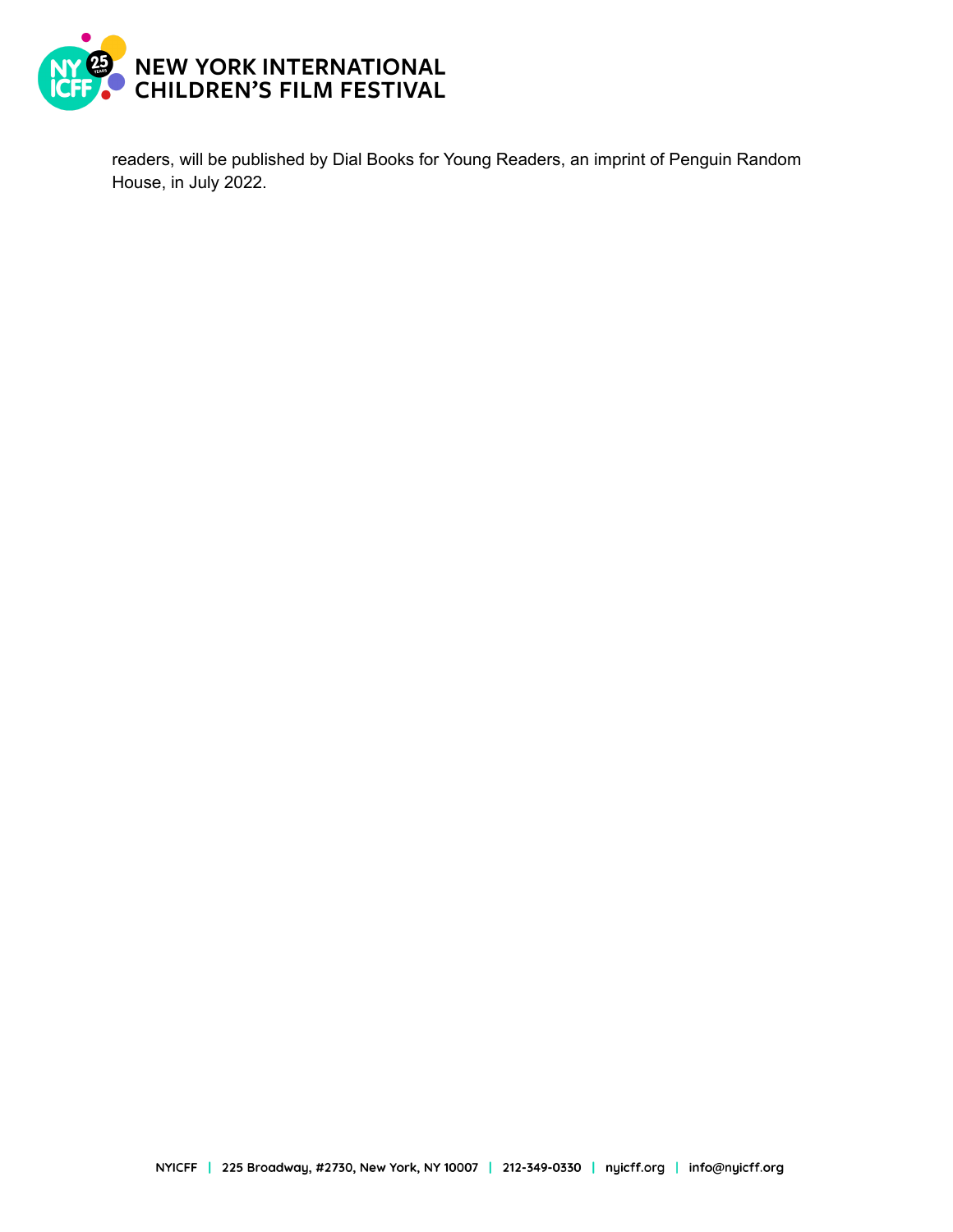readers, will be published by Dial Books for Young Readers, an imprint of Penguin Random House, in July 2022.